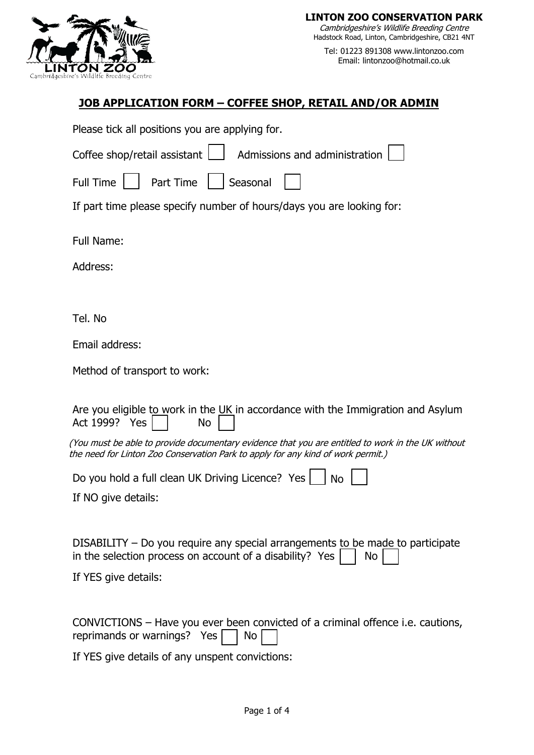**LINTON ZOO CONSERVATION PARK**
*Cambridgeshire's Wildlife Breeding Centre*
Hadstock Road, Linton, Cambridgeshire, CB21 4NT
Tel: 01223 891308 www.lintonzoo.com
Email: lintonzoo@hotmail.co.uk

## JOB APPLICATION FORM – COFFEE SHOP, RETAIL AND/OR ADMIN

Please tick all positions you are applying for.

Coffee shop/retail assistant ☐  Admissions and administration ☐

Full Time ☐  Part Time ☐  Seasonal ☐

If part time please specify number of hours/days you are looking for:

Full Name:

Address:

Tel. No

Email address:

Method of transport to work:

Are you eligible to work in the UK in accordance with the Immigration and Asylum Act 1999?  Yes ☐  No ☐

*(You must be able to provide documentary evidence that you are entitled to work in the UK without the need for Linton Zoo Conservation Park to apply for any kind of work permit.)*

Do you hold a full clean UK Driving Licence?  Yes ☐  No ☐

If NO give details:

DISABILITY – Do you require any special arrangements to be made to participate in the selection process on account of a disability?  Yes ☐  No ☐

If YES give details:

CONVICTIONS – Have you ever been convicted of a criminal offence i.e. cautions, reprimands or warnings?  Yes ☐  No ☐

If YES give details of any unspent convictions: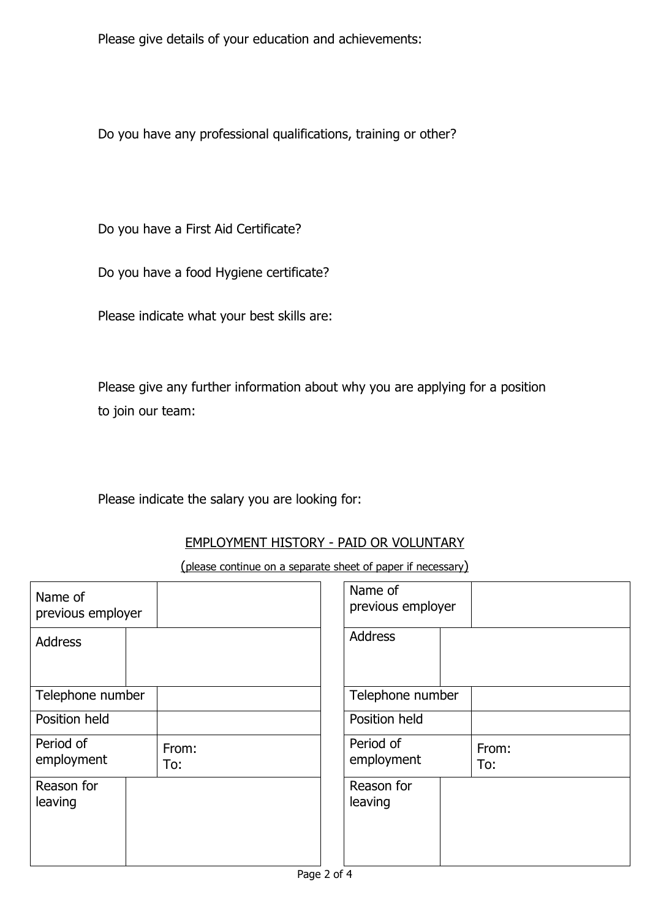Please give details of your education and achievements:

Do you have any professional qualifications, training or other?

Do you have a First Aid Certificate?

Do you have a food Hygiene certificate?

Please indicate what your best skills are:

Please give any further information about why you are applying for a position to join our team:

Please indicate the salary you are looking for:

## EMPLOYMENT HISTORY - PAID OR VOLUNTARY

(please continue on a separate sheet of paper if necessary)

| Name of previous employer | |
|---|---|
| Address | |
| Telephone number | |
| Position held | |
| Period of employment | From:<br>To: |
| Reason for leaving | |

| Name of previous employer | |
|---|---|
| Address | |
| Telephone number | |
| Position held | |
| Period of employment | From:<br>To: |
| Reason for leaving | |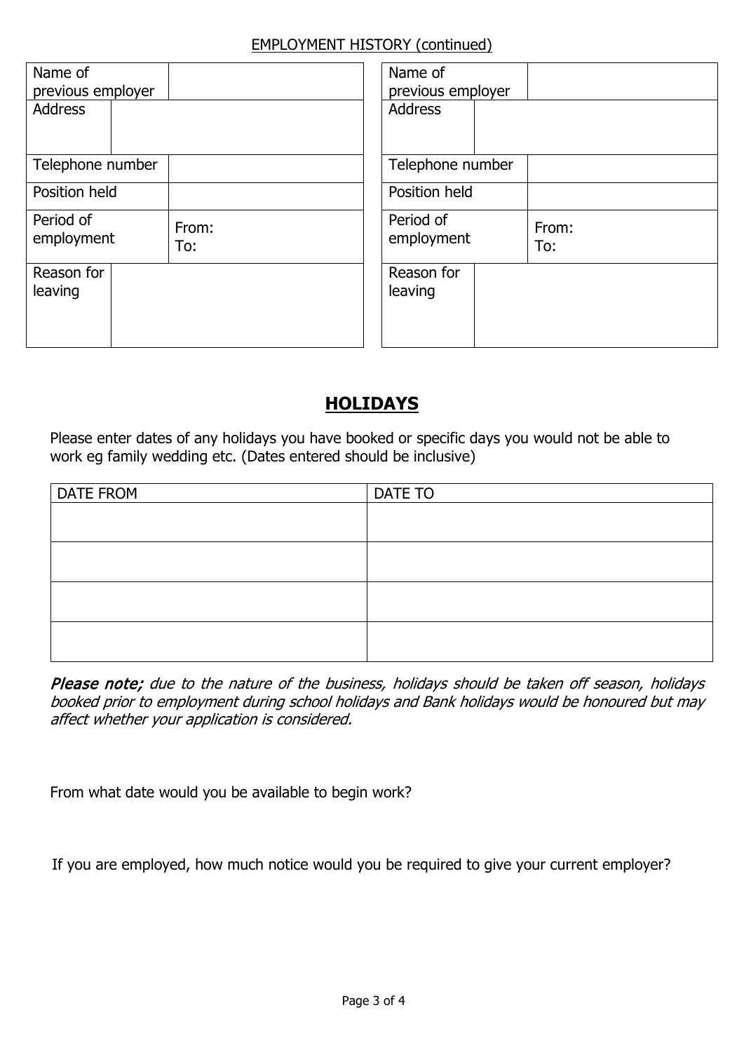EMPLOYMENT HISTORY (continued)

| Name of previous employer | |
|---|---|
| Address | |
| Telephone number | |
| Position held | |
| Period of employment | From:<br>To: |
| Reason for leaving | |

| Name of previous employer | |
|---|---|
| Address | |
| Telephone number | |
| Position held | |
| Period of employment | From:<br>To: |
| Reason for leaving | |

## HOLIDAYS

Please enter dates of any holidays you have booked or specific days you would not be able to work eg family wedding etc. (Dates entered should be inclusive)

| DATE FROM | DATE TO |
|---|---|
| | |
| | |
| | |
| | |

***Please note;*** *due to the nature of the business, holidays should be taken off season, holidays booked prior to employment during school holidays and Bank holidays would be honoured but may affect whether your application is considered.*

From what date would you be available to begin work?

If you are employed, how much notice would you be required to give your current employer?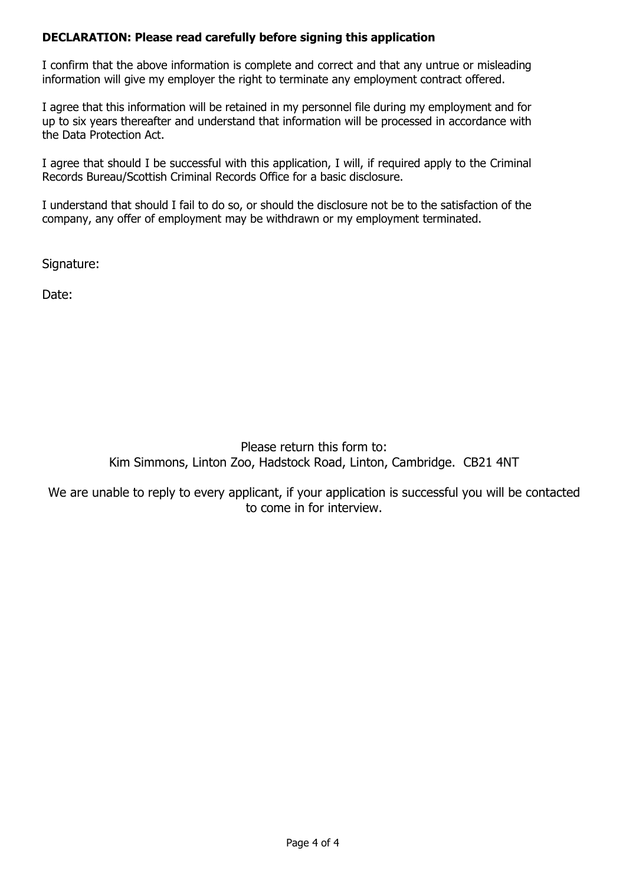**DECLARATION: Please read carefully before signing this application**

I confirm that the above information is complete and correct and that any untrue or misleading information will give my employer the right to terminate any employment contract offered.

I agree that this information will be retained in my personnel file during my employment and for up to six years thereafter and understand that information will be processed in accordance with the Data Protection Act.

I agree that should I be successful with this application, I will, if required apply to the Criminal Records Bureau/Scottish Criminal Records Office for a basic disclosure.

I understand that should I fail to do so, or should the disclosure not be to the satisfaction of the company, any offer of employment may be withdrawn or my employment terminated.

Signature:

Date:

Please return this form to:
Kim Simmons, Linton Zoo, Hadstock Road, Linton, Cambridge. CB21 4NT

We are unable to reply to every applicant, if your application is successful you will be contacted to come in for interview.